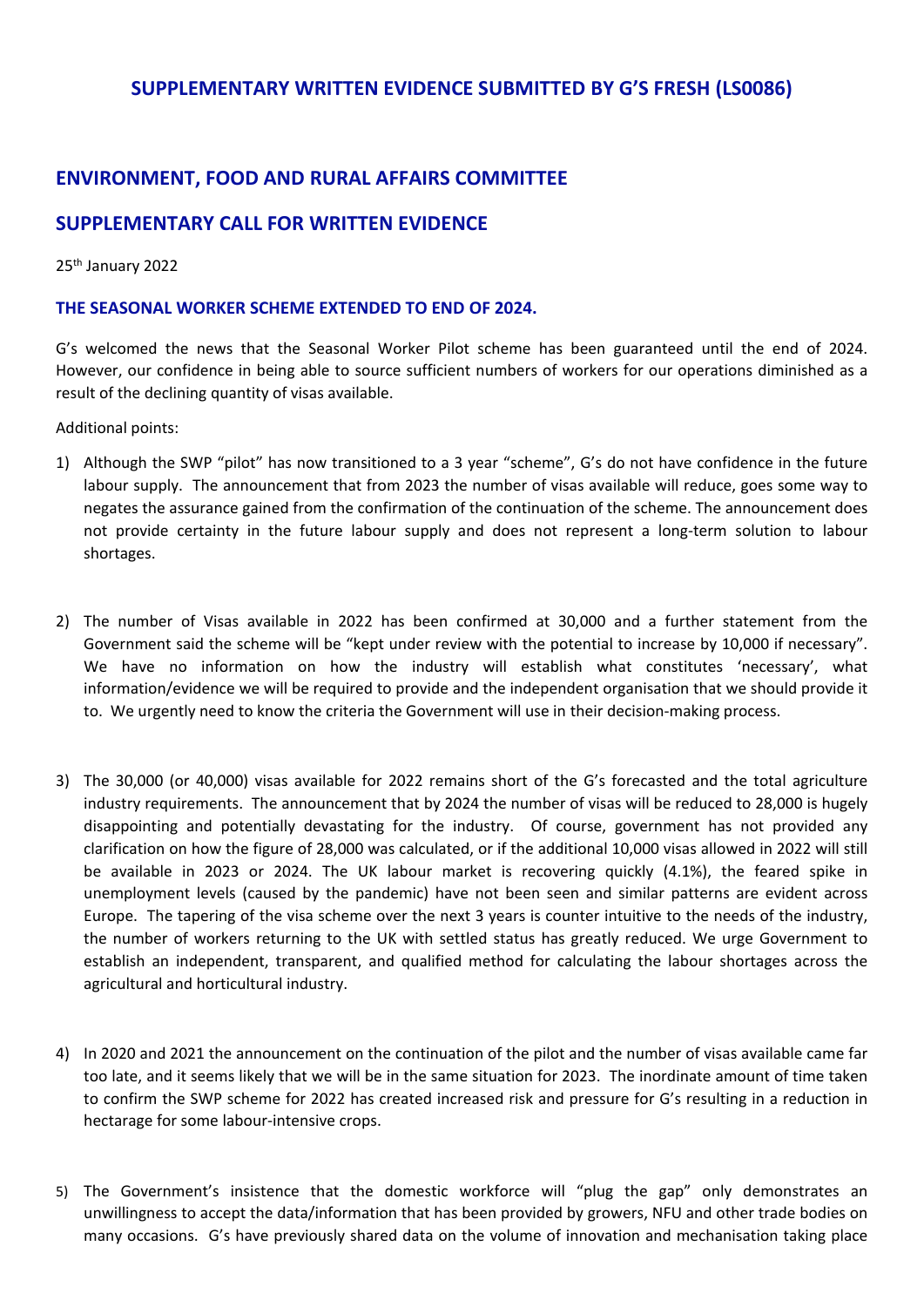# SUPPLEMENTARY WRITTEN EVIDENCE SUBMITTED BY G'S FRESH (LS0086)

## ENVIRONMENT, FOOD AND RURAL AFFAIRS COMMITTEE

## SUPPLEMENTARY CALL FOR WRITTEN EVIDENCE

25th January 2022

### THE SEASONAL WORKER SCHEME EXTENDED TO END OF 2024.

G's welcomed the news that the Seasonal Worker Pilot scheme has been guaranteed until the end of 2024. However, our confidence in being able to source sufficient numbers of workers for our operations diminished as a result of the declining quantity of visas available.

Additional points:

1) Although the SWP "pilot" has now transitioned to a 3 year "scheme", G's do not have confidence in the future labour supply. The announcement that from 2023 the number of visas available will reduce, goes some way to negates the assurance gained from the confirmation of the continuation of the scheme. The announcement does not provide certainty in the future labour supply and does not represent a long-term solution to labour shortages.

2) The number of Visas available in 2022 has been confirmed at 30,000 and a further statement from the Government said the scheme will be "kept under review with the potential to increase by 10,000 if necessary". We have no information on how the industry will establish what constitutes 'necessary', what information/evidence we will be required to provide and the independent organisation that we should provide it to. We urgently need to know the criteria the Government will use in their decision-making process.

3) The 30,000 (or 40,000) visas available for 2022 remains short of the G's forecasted and the total agriculture industry requirements. The announcement that by 2024 the number of visas will be reduced to 28,000 is hugely disappointing and potentially devastating for the industry. Of course, government has not provided any clarification on how the figure of 28,000 was calculated, or if the additional 10,000 visas allowed in 2022 will still be available in 2023 or 2024. The UK labour market is recovering quickly (4.1%), the feared spike in unemployment levels (caused by the pandemic) have not been seen and similar patterns are evident across Europe. The tapering of the visa scheme over the next 3 years is counter intuitive to the needs of the industry, the number of workers returning to the UK with settled status has greatly reduced. We urge Government to establish an independent, transparent, and qualified method for calculating the labour shortages across the agricultural and horticultural industry.

4) In 2020 and 2021 the announcement on the continuation of the pilot and the number of visas available came far too late, and it seems likely that we will be in the same situation for 2023. The inordinate amount of time taken to confirm the SWP scheme for 2022 has created increased risk and pressure for G's resulting in a reduction in hectarage for some labour-intensive crops.

5) The Government's insistence that the domestic workforce will "plug the gap" only demonstrates an unwillingness to accept the data/information that has been provided by growers, NFU and other trade bodies on many occasions. G's have previously shared data on the volume of innovation and mechanisation taking place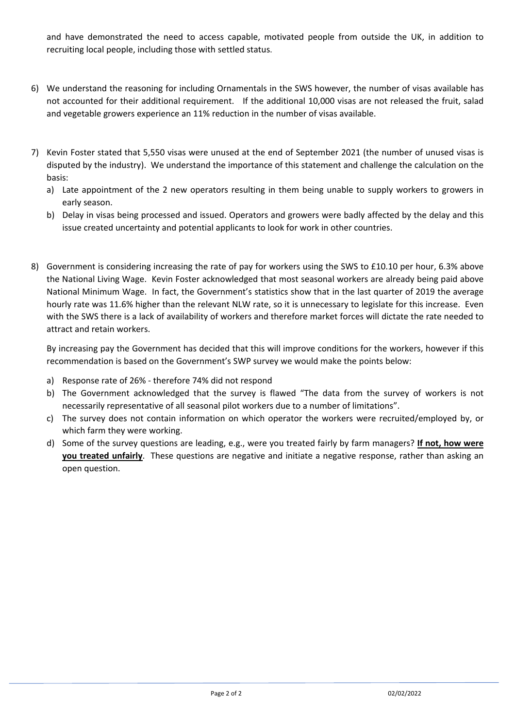and have demonstrated the need to access capable, motivated people from outside the UK, in addition to recruiting local people, including those with settled status.

6) We understand the reasoning for including Ornamentals in the SWS however, the number of visas available has not accounted for their additional requirement. If the additional 10,000 visas are not released the fruit, salad and vegetable growers experience an 11% reduction in the number of visas available.

7) Kevin Foster stated that 5,550 visas were unused at the end of September 2021 (the number of unused visas is disputed by the industry). We understand the importance of this statement and challenge the calculation on the basis:
   a) Late appointment of the 2 new operators resulting in them being unable to supply workers to growers in early season.
   b) Delay in visas being processed and issued. Operators and growers were badly affected by the delay and this issue created uncertainty and potential applicants to look for work in other countries.

8) Government is considering increasing the rate of pay for workers using the SWS to £10.10 per hour, 6.3% above the National Living Wage. Kevin Foster acknowledged that most seasonal workers are already being paid above National Minimum Wage. In fact, the Government's statistics show that in the last quarter of 2019 the average hourly rate was 11.6% higher than the relevant NLW rate, so it is unnecessary to legislate for this increase. Even with the SWS there is a lack of availability of workers and therefore market forces will dictate the rate needed to attract and retain workers.

   By increasing pay the Government has decided that this will improve conditions for the workers, however if this recommendation is based on the Government's SWP survey we would make the points below:

   a) Response rate of 26% - therefore 74% did not respond
   b) The Government acknowledged that the survey is flawed "The data from the survey of workers is not necessarily representative of all seasonal pilot workers due to a number of limitations".
   c) The survey does not contain information on which operator the workers were recruited/employed by, or which farm they were working.
   d) Some of the survey questions are leading, e.g., were you treated fairly by farm managers? **<u>If not, how were you treated unfairly</u>**. These questions are negative and initiate a negative response, rather than asking an open question.